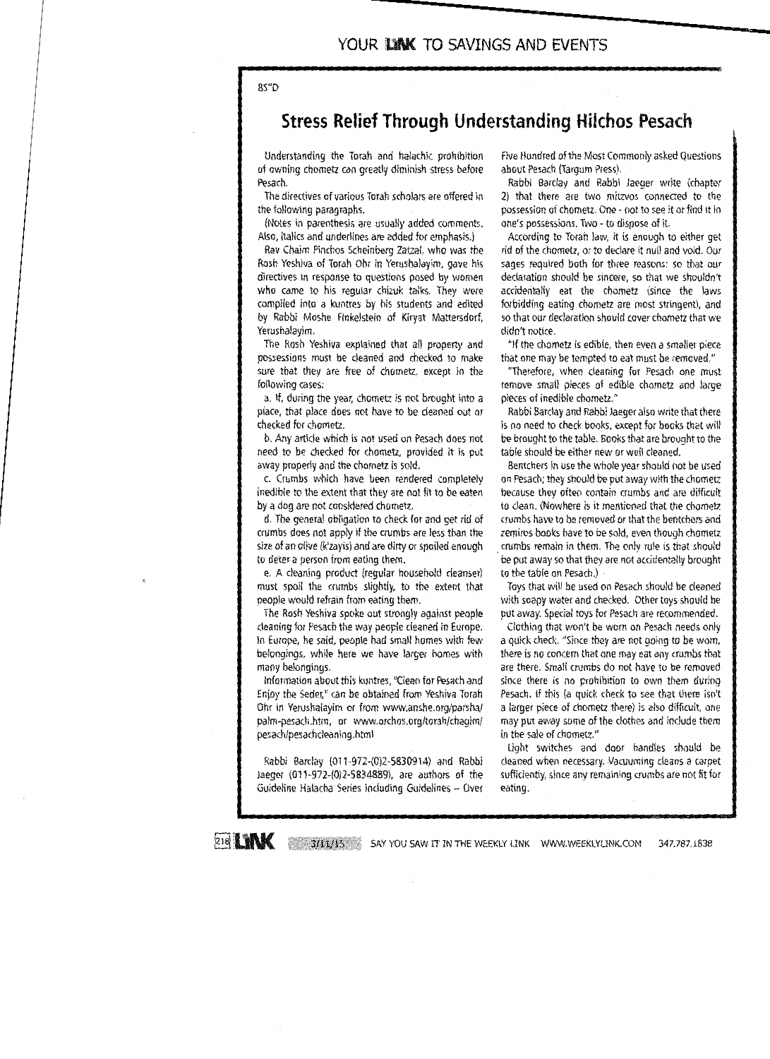BS"D

# Stress Relief Through Understanding Hilchos Pesach

Understanding the Torah and halachic prohibition of owning chometz can greatly diminish stress before Pesach.

The directives of various Torah scholars are offered in the following paragraphs.

(Notes in parenthesis are usually added comments. Also, italics and underlines are added for emphasis.)

Rav Chaim Pinchos Scheinberg Zatzal, who was the Rosh Yeshiva of Torah Ohr in Yerushalayim, gave his directives in response to questions posed by women who came to his regular chizuk talks. They were compiled into a kuntres by his students and edited by Rabbi Moshe Finkelstein of Kiryat Mattersdorf, Yerushalayim.

The Rosh Yeshiva explained that all property and possessions must be cleaned and checked to make sure that they are free of chometz, except in the following cases:

a. If, during the year, chometz is not brought into a place, that place does not have to be cleaned out or checked for chometz.

b. Any article which is not used on Pesach does not need to be checked for chometz, provided it is put away properly and the chometz is sold.

c. Crumbs which have been rendered completely inedible to the extent that they are not fit to be eaten by a dog are not considered chometz.

d. The general obligation to check for and get rid of crumbs does not apply if the crumbs are less than the size of an olive (k'zayis) and are dirty or spoiled enough to deter a person from eating them.

e. A cleaning product (regular household cleanser) must spoil the crumbs slightly, to the extent that people would refrain from eating them.

The Rosh Yeshiva spoke out strongly against people cleaning for Pesach the way people cleaned in Europe. In Europe, he said, people had small homes with few belongings, while here we have larger homes with many belongings.

Information about this kuntres, "Clean for Pesach and Enjoy the Seder," can be obtained from Yeshiva Torah Ohr in Yerushalayim or from www.anshe.org/parsha/palm-pesach.htm, or www.orchos.org/torah/chagim/pesach/pesachcleaning.html

Rabbi Barclay (011-972-(0)2-5830914) and Rabbi Jaeger (011-972-(0)2-5834889), are authors of the Guideline Halacha Series including Guidelines – Over Five Hundred of the Most Commonly asked Questions about Pesach (Targum Press).

Rabbi Barclay and Rabbi Jaeger write (chapter 2) that there are two mitzvos connected to the possession of chometz. One - not to see it or find it in one's possessions. Two - to dispose of it.

According to Torah law, it is enough to either get rid of the chometz, or to declare it null and void. Our sages required both for three reasons: so that our declaration should be sincere, so that we shouldn't accidentally eat the chometz (since the laws forbidding eating chometz are most stringent), and so that our declaration should cover chometz that we didn't notice.

"If the chometz is edible, then even a smaller piece that one may be tempted to eat must be removed."

"Therefore, when cleaning for Pesach one must remove small pieces of edible chometz and large pieces of inedible chometz."

Rabbi Barclay and Rabbi Jaeger also write that there is no need to check books, except for books that will be brought to the table. Books that are brought to the table should be either new or well cleaned.

Bentchers in use the whole year should not be used on Pesach; they should be put away with the chometz because they often contain crumbs and are difficult to clean. (Nowhere is it mentioned that the chometz crumbs have to be removed or that the bentchers and zemiros books have to be sold, even though chometz crumbs remain in them. The only rule is that should be put away so that they are not accidentally brought to the table on Pesach.)

Toys that will be used on Pesach should be cleaned with soapy water and checked. Other toys should be put away. Special toys for Pesach are recommended.

Clothing that won't be worn on Pesach needs only a quick check. "Since they are not going to be worn, there is no concern that one may eat any crumbs that are there. Small crumbs do not have to be removed since there is no prohibition to own them during Pesach. If this (a quick check to see that there isn't a larger piece of chometz there) is also difficult, one may put away some of the clothes and include them in the sale of chometz."

Light switches and door handles should be cleaned when necessary. Vacuuming cleans a carpet sufficiently, since any remaining crumbs are not fit for eating.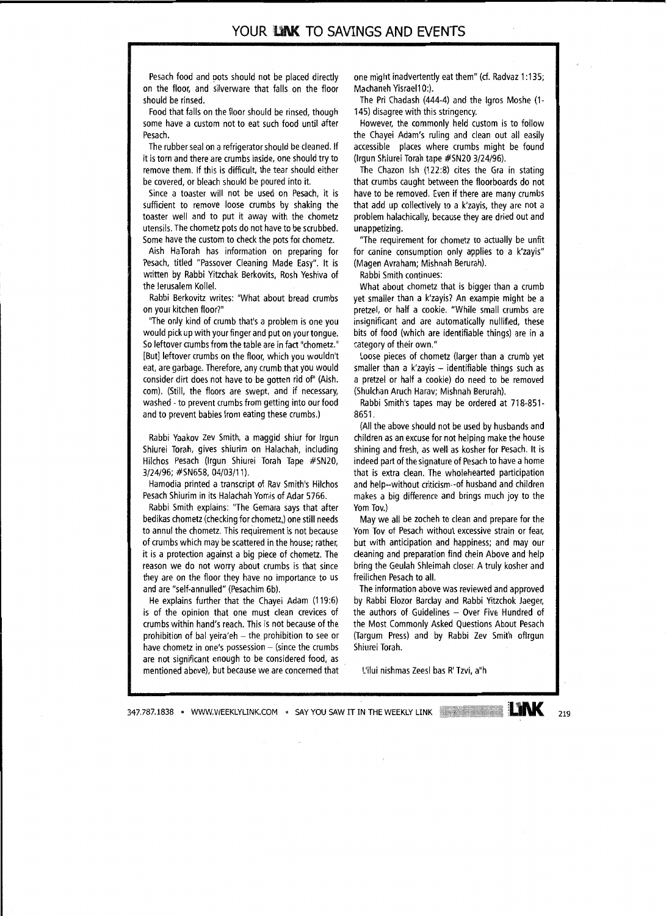Pesach food and pots should not be placed directly on the floor, and silverware that falls on the floor should be rinsed.

Food that falls on the floor should be rinsed, though some have a custom not to eat such food until after Pesach.

The rubber seal on a refrigerator should be cleaned. If it is torn and there are crumbs inside, one should try to remove them. If this is difficult, the tear should either be covered, or bleach should be poured into it.

Since a toaster will not be used on Pesach, it is sufficient to remove loose crumbs by shaking the toaster well and to put it away with the chometz utensils. The chometz pots do not have to be scrubbed. Some have the custom to check the pots for chometz.

Aish HaTorah has information on preparing for Pesach, titled "Passover Cleaning Made Easy". It is written by Rabbi Yitzchak Berkovits, Rosh Yeshiva of the Jerusalem Kollel.

Rabbi Berkovitz writes: "What about bread crumbs on your kitchen floor?"

"The only kind of crumb that's a problem is one you would pick up with your finger and put on your tongue. So leftover crumbs from the table are in fact "chometz." [But] leftover crumbs on the floor, which you wouldn't eat, are garbage. Therefore, any crumb that you would consider dirt does not have to be gotten rid of" (Aish.com). (Still, the floors are swept, and if necessary, washed - to prevent crumbs from getting into our food and to prevent babies from eating these crumbs.)

Rabbi Yaakov Zev Smith, a maggid shiur for Irgun Shiurei Torah, gives shiurim on Halachah, including Hilchos Pesach (Irgun Shiurei Torah Tape #SN20, 3/24/96; #SN658, 04/03/11).

Hamodia printed a transcript of Rav Smith's Hilchos Pesach Shiurim in its Halachah Yomis of Adar 5766.

Rabbi Smith explains: "The Gemara says that after bedikas chometz (checking for chometz,) one still needs to annul the chometz. This requirement is not because of crumbs which may be scattered in the house; rather, it is a protection against a big piece of chometz. The reason we do not worry about crumbs is that since they are on the floor they have no importance to us and are "self-annulled" (Pesachim 6b).

He explains further that the Chayei Adam (119:6) is of the opinion that one must clean crevices of crumbs within hand's reach. This is not because of the prohibition of bal yeira'eh – the prohibition to see or have chometz in one's possession – (since the crumbs are not significant enough to be considered food, as mentioned above), but because we are concerned that one might inadvertently eat them" (cf. Radvaz 1:135; Machaneh Yisrael10:).

The Pri Chadash (444-4) and the Igros Moshe (1-145) disagree with this stringency.

However, the commonly held custom is to follow the Chayei Adam's ruling and clean out all easily accessible places where crumbs might be found (Irgun Shiurei Torah tape #SN20 3/24/96).

The Chazon Ish (122:8) cites the Gra in stating that crumbs caught between the floorboards do not have to be removed. Even if there are many crumbs that add up collectively to a k'zayis, they are not a problem halachically, because they are dried out and unappetizing.

"The requirement for chometz to actually be unfit for canine consumption only applies to a k'zayis" (Magen Avraham; Mishnah Berurah).

Rabbi Smith continues:

What about chometz that is bigger than a crumb yet smaller than a k'zayis? An example might be a pretzel, or half a cookie. "While small crumbs are insignificant and are automatically nullified, these bits of food (which are identifiable things) are in a category of their own."

Loose pieces of chometz (larger than a crumb yet smaller than a k'zayis – identifiable things such as a pretzel or half a cookie) do need to be removed (Shulchan Aruch Harav; Mishnah Berurah).

Rabbi Smith's tapes may be ordered at 718-851-8651.

(All the above should not be used by husbands and children as an excuse for not helping make the house shining and fresh, as well as kosher for Pesach. It is indeed part of the signature of Pesach to have a home that is extra clean. The wholehearted participation and help--without criticism--of husband and children makes a big difference and brings much joy to the Yom Tov.)

May we all be zocheh to clean and prepare for the Yom Tov of Pesach without excessive strain or fear, but with anticipation and happiness; and may our cleaning and preparation find chein Above and help bring the Geulah Shleimah closer. A truly kosher and freilichen Pesach to all.

The information above was reviewed and approved by Rabbi Elozor Barclay and Rabbi Yitzchok Jaeger, the authors of Guidelines – Over Five Hundred of the Most Commonly Asked Questions About Pesach (Targum Press) and by Rabbi Zev Smith ofIrgun Shiurei Torah.

L'ilui nishmas Zeesl bas R' Tzvi, a"h